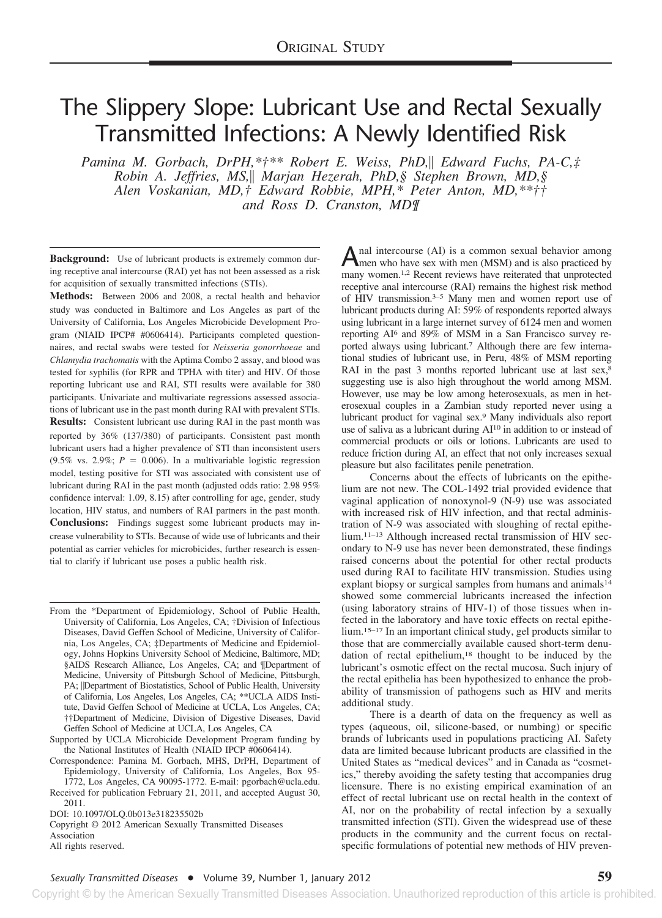ORIGINAL STUDY

# The Slippery Slope: Lubricant Use and Rectal Sexually Transmitted Infections: A Newly Identified Risk

*Pamina M. Gorbach, DrPH,*†** Robert E. Weiss, PhD,‖ Edward Fuchs, PA-C,‡ Robin A. Jeffries, MS,‖ Marjan Hezerah, PhD,§ Stephen Brown, MD,§ Alen Voskanian, MD,† Edward Robbie, MPH,* Peter Anton, MD,**†† and Ross D. Cranston, MD¶*

**Background:** Use of lubricant products is extremely common during receptive anal intercourse (RAI) yet has not been assessed as a risk for acquisition of sexually transmitted infections (STIs).

**Methods:** Between 2006 and 2008, a rectal health and behavior study was conducted in Baltimore and Los Angeles as part of the University of California, Los Angeles Microbicide Development Program (NIAID IPCP# #0606414). Participants completed questionnaires, and rectal swabs were tested for *Neisseria gonorrhoeae* and *Chlamydia trachomatis* with the Aptima Combo 2 assay, and blood was tested for syphilis (for RPR and TPHA with titer) and HIV. Of those reporting lubricant use and RAI, STI results were available for 380 participants. Univariate and multivariate regressions assessed associations of lubricant use in the past month during RAI with prevalent STIs.

**Results:** Consistent lubricant use during RAI in the past month was reported by 36% (137/380) of participants. Consistent past month lubricant users had a higher prevalence of STI than inconsistent users (9.5% vs. 2.9%; $P = 0.006$). In a multivariable logistic regression model, testing positive for STI was associated with consistent use of lubricant during RAI in the past month (adjusted odds ratio: 2.98 95% confidence interval: 1.09, 8.15) after controlling for age, gender, study location, HIV status, and numbers of RAI partners in the past month.

**Conclusions:** Findings suggest some lubricant products may increase vulnerability to STIs. Because of wide use of lubricants and their potential as carrier vehicles for microbicides, further research is essential to clarify if lubricant use poses a public health risk.

From the *Department of Epidemiology, School of Public Health, University of California, Los Angeles, CA; †Division of Infectious Diseases, David Geffen School of Medicine, University of California, Los Angeles, CA; ‡Departments of Medicine and Epidemiology, Johns Hopkins University School of Medicine, Baltimore, MD; §AIDS Research Alliance, Los Angeles, CA; and ¶Department of Medicine, University of Pittsburgh School of Medicine, Pittsburgh, PA; ‖Department of Biostatistics, School of Public Health, University of California, Los Angeles, Los Angeles, CA; **UCLA AIDS Institute, David Geffen School of Medicine at UCLA, Los Angeles, CA; ††Department of Medicine, Division of Digestive Diseases, David Geffen School of Medicine at UCLA, Los Angeles, CA

Supported by UCLA Microbicide Development Program funding by the National Institutes of Health (NIAID IPCP #0606414).

Correspondence: Pamina M. Gorbach, MHS, DrPH, Department of Epidemiology, University of California, Los Angeles, Box 95-1772, Los Angeles, CA 90095-1772. E-mail: pgorbach@ucla.edu.

Received for publication February 21, 2011, and accepted August 30, 2011.

DOI: 10.1097/OLQ.0b013e318235502b

Copyright © 2012 American Sexually Transmitted Diseases Association

All rights reserved.

Anal intercourse (AI) is a common sexual behavior among men who have sex with men (MSM) and is also practiced by many women.[1,2] Recent reviews have reiterated that unprotected receptive anal intercourse (RAI) remains the highest risk method of HIV transmission.[3–5] Many men and women report use of lubricant products during AI: 59% of respondents reported always using lubricant in a large internet survey of 6124 men and women reporting AI[6] and 89% of MSM in a San Francisco survey reported always using lubricant.[7] Although there are few international studies of lubricant use, in Peru, 48% of MSM reporting RAI in the past 3 months reported lubricant use at last sex,[8] suggesting use is also high throughout the world among MSM. However, use may be low among heterosexuals, as men in heterosexual couples in a Zambian study reported never using a lubricant product for vaginal sex.[9] Many individuals also report use of saliva as a lubricant during AI[10] in addition to or instead of commercial products or oils or lotions. Lubricants are used to reduce friction during AI, an effect that not only increases sexual pleasure but also facilitates penile penetration.

Concerns about the effects of lubricants on the epithelium are not new. The COL-1492 trial provided evidence that vaginal application of nonoxynol-9 (N-9) use was associated with increased risk of HIV infection, and that rectal administration of N-9 was associated with sloughing of rectal epithelium.[11–13] Although increased rectal transmission of HIV secondary to N-9 use has never been demonstrated, these findings raised concerns about the potential for other rectal products used during RAI to facilitate HIV transmission. Studies using explant biopsy or surgical samples from humans and animals[14] showed some commercial lubricants increased the infection (using laboratory strains of HIV-1) of those tissues when infected in the laboratory and have toxic effects on rectal epithelium.[15–17] In an important clinical study, gel products similar to those that are commercially available caused short-term denudation of rectal epithelium,[18] thought to be induced by the lubricant's osmotic effect on the rectal mucosa. Such injury of the rectal epithelia has been hypothesized to enhance the probability of transmission of pathogens such as HIV and merits additional study.

There is a dearth of data on the frequency as well as types (aqueous, oil, silicone-based, or numbing) or specific brands of lubricants used in populations practicing AI. Safety data are limited because lubricant products are classified in the United States as "medical devices" and in Canada as "cosmetics," thereby avoiding the safety testing that accompanies drug licensure. There is no existing empirical examination of an effect of rectal lubricant use on rectal health in the context of AI, nor on the probability of rectal infection by a sexually transmitted infection (STI). Given the widespread use of these products in the community and the current focus on rectal-specific formulations of potential new methods of HIV preven-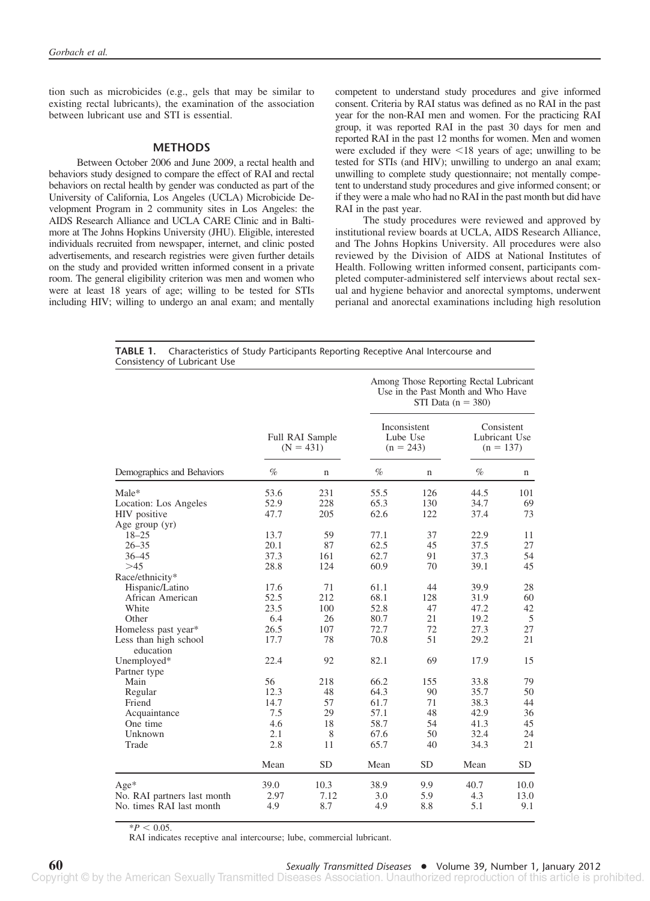tion such as microbicides (e.g., gels that may be similar to existing rectal lubricants), the examination of the association between lubricant use and STI is essential.

## METHODS

Between October 2006 and June 2009, a rectal health and behaviors study designed to compare the effect of RAI and rectal behaviors on rectal health by gender was conducted as part of the University of California, Los Angeles (UCLA) Microbicide Development Program in 2 community sites in Los Angeles: the AIDS Research Alliance and UCLA CARE Clinic and in Baltimore at The Johns Hopkins University (JHU). Eligible, interested individuals recruited from newspaper, internet, and clinic posted advertisements, and research registries were given further details on the study and provided written informed consent in a private room. The general eligibility criterion was men and women who were at least 18 years of age; willing to be tested for STIs including HIV; willing to undergo an anal exam; and mentally competent to understand study procedures and give informed consent. Criteria by RAI status was defined as no RAI in the past year for the non-RAI men and women. For the practicing RAI group, it was reported RAI in the past 30 days for men and reported RAI in the past 12 months for women. Men and women were excluded if they were <18 years of age; unwilling to be tested for STIs (and HIV); unwilling to undergo an anal exam; unwilling to complete study questionnaire; not mentally competent to understand study procedures and give informed consent; or if they were a male who had no RAI in the past month but did have RAI in the past year.

The study procedures were reviewed and approved by institutional review boards at UCLA, AIDS Research Alliance, and The Johns Hopkins University. All procedures were also reviewed by the Division of AIDS at National Institutes of Health. Following written informed consent, participants completed computer-administered self interviews about rectal sexual and hygiene behavior and anorectal symptoms, underwent perianal and anorectal examinations including high resolution

**TABLE 1.** Characteristics of Study Participants Reporting Receptive Anal Intercourse and Consistency of Lubricant Use

| | | | Among Those Reporting Rectal Lubricant Use in the Past Month and Who Have STI Data (n = 380) | | | |
|---|---|---|---|---|---|---|
| | Full RAI Sample (N = 431) | | Inconsistent Lube Use (n = 243) | | Consistent Lubricant Use (n = 137) | |
| Demographics and Behaviors | % | n | % | n | % | n |
| Male* | 53.6 | 231 | 55.5 | 126 | 44.5 | 101 |
| Location: Los Angeles | 52.9 | 228 | 65.3 | 130 | 34.7 | 69 |
| HIV positive | 47.7 | 205 | 62.6 | 122 | 37.4 | 73 |
| Age group (yr) | | | | | | |
| 18–25 | 13.7 | 59 | 77.1 | 37 | 22.9 | 11 |
| 26–35 | 20.1 | 87 | 62.5 | 45 | 37.5 | 27 |
| 36–45 | 37.3 | 161 | 62.7 | 91 | 37.3 | 54 |
| >45 | 28.8 | 124 | 60.9 | 70 | 39.1 | 45 |
| Race/ethnicity* | | | | | | |
| Hispanic/Latino | 17.6 | 71 | 61.1 | 44 | 39.9 | 28 |
| African American | 52.5 | 212 | 68.1 | 128 | 31.9 | 60 |
| White | 23.5 | 100 | 52.8 | 47 | 47.2 | 42 |
| Other | 6.4 | 26 | 80.7 | 21 | 19.2 | 5 |
| Homeless past year* | 26.5 | 107 | 72.7 | 72 | 27.3 | 27 |
| Less than high school education | 17.7 | 78 | 70.8 | 51 | 29.2 | 21 |
| Unemployed* | 22.4 | 92 | 82.1 | 69 | 17.9 | 15 |
| Partner type | | | | | | |
| Main | 56 | 218 | 66.2 | 155 | 33.8 | 79 |
| Regular | 12.3 | 48 | 64.3 | 90 | 35.7 | 50 |
| Friend | 14.7 | 57 | 61.7 | 71 | 38.3 | 44 |
| Acquaintance | 7.5 | 29 | 57.1 | 48 | 42.9 | 36 |
| One time | 4.6 | 18 | 58.7 | 54 | 41.3 | 45 |
| Unknown | 2.1 | 8 | 67.6 | 50 | 32.4 | 24 |
| Trade | 2.8 | 11 | 65.7 | 40 | 34.3 | 21 |
| | Mean | SD | Mean | SD | Mean | SD |
| Age* | 39.0 | 10.3 | 38.9 | 9.9 | 40.7 | 10.0 |
| No. RAI partners last month | 2.97 | 7.12 | 3.0 | 5.9 | 4.3 | 13.0 |
| No. times RAI last month | 4.9 | 8.7 | 4.9 | 8.8 | 5.1 | 9.1 |

*$P < 0.05$.

RAI indicates receptive anal intercourse; lube, commercial lubricant.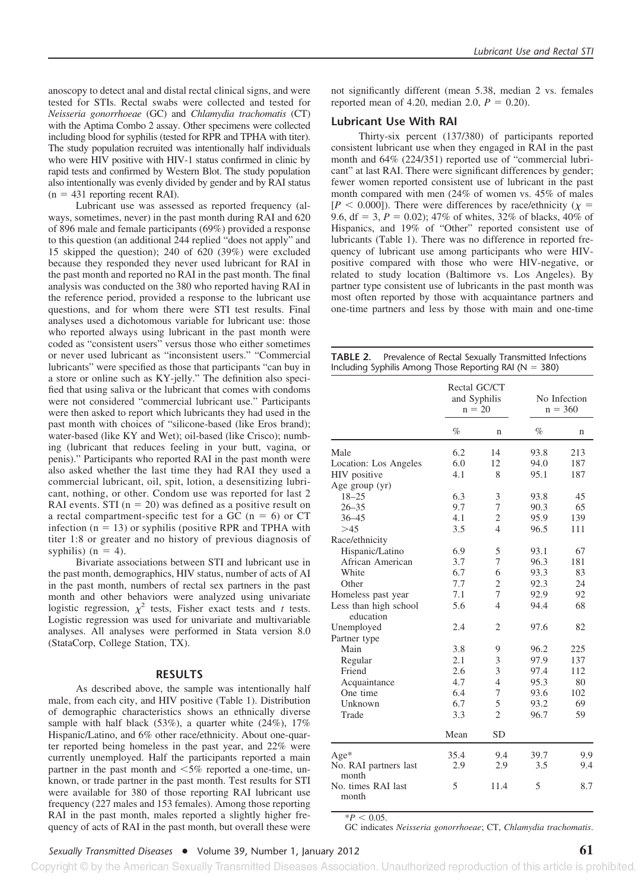anoscopy to detect anal and distal rectal clinical signs, and were tested for STIs. Rectal swabs were collected and tested for *Neisseria gonorrhoeae* (GC) and *Chlamydia trachomatis* (CT) with the Aptima Combo 2 assay. Other specimens were collected including blood for syphilis (tested for RPR and TPHA with titer). The study population recruited was intentionally half individuals who were HIV positive with HIV-1 status confirmed in clinic by rapid tests and confirmed by Western Blot. The study population also intentionally was evenly divided by gender and by RAI status (n = 431 reporting recent RAI).

Lubricant use was assessed as reported frequency (always, sometimes, never) in the past month during RAI and 620 of 896 male and female participants (69%) provided a response to this question (an additional 244 replied "does not apply" and 15 skipped the question); 240 of 620 (39%) were excluded because they responded they never used lubricant for RAI in the past month and reported no RAI in the past month. The final analysis was conducted on the 380 who reported having RAI in the reference period, provided a response to the lubricant use questions, and for whom there were STI test results. Final analyses used a dichotomous variable for lubricant use: those who reported always using lubricant in the past month were coded as "consistent users" versus those who either sometimes or never used lubricant as "inconsistent users." "Commercial lubricants" were specified as those that participants "can buy in a store or online such as KY-jelly." The definition also specified that using saliva or the lubricant that comes with condoms were not considered "commercial lubricant use." Participants were then asked to report which lubricants they had used in the past month with choices of "silicone-based (like Eros brand); water-based (like KY and Wet); oil-based (like Crisco); numbing (lubricant that reduces feeling in your butt, vagina, or penis)." Participants who reported RAI in the past month were also asked whether the last time they had RAI they used a commercial lubricant, oil, spit, lotion, a desensitizing lubricant, nothing, or other. Condom use was reported for last 2 RAI events. STI (n = 20) was defined as a positive result on a rectal compartment-specific test for a GC (n = 6) or CT infection (n = 13) or syphilis (positive RPR and TPHA with titer 1:8 or greater and no history of previous diagnosis of syphilis) (n = 4).

Bivariate associations between STI and lubricant use in the past month, demographics, HIV status, number of acts of AI in the past month, numbers of rectal sex partners in the past month and other behaviors were analyzed using univariate logistic regression, $\chi^2$ tests, Fisher exact tests and *t* tests. Logistic regression was used for univariate and multivariable analyses. All analyses were performed in Stata version 8.0 (StataCorp, College Station, TX).

## RESULTS

As described above, the sample was intentionally half male, from each city, and HIV positive (Table 1). Distribution of demographic characteristics shows an ethnically diverse sample with half black (53%), a quarter white (24%), 17% Hispanic/Latino, and 6% other race/ethnicity. About one-quarter reported being homeless in the past year, and 22% were currently unemployed. Half the participants reported a main partner in the past month and <5% reported a one-time, unknown, or trade partner in the past month. Test results for STI were available for 380 of those reporting RAI lubricant use frequency (227 males and 153 females). Among those reporting RAI in the past month, males reported a slightly higher frequency of acts of RAI in the past month, but overall these were not significantly different (mean 5.38, median 2 vs. females reported mean of 4.20, median 2.0, $P = 0.20$).

### Lubricant Use With RAI

Thirty-six percent (137/380) of participants reported consistent lubricant use when they engaged in RAI in the past month and 64% (224/351) reported use of "commercial lubricant" at last RAI. There were significant differences by gender; fewer women reported consistent use of lubricant in the past month compared with men (24% of women vs. 45% of males [$P < 0.000$]). There were differences by race/ethnicity ($\chi$ = 9.6, df = 3, $P = 0.02$); 47% of whites, 32% of blacks, 40% of Hispanics, and 19% of "Other" reported consistent use of lubricants (Table 1). There was no difference in reported frequency of lubricant use among participants who were HIV-positive compared with those who were HIV-negative, or related to study location (Baltimore vs. Los Angeles). By partner type consistent use of lubricants in the past month was most often reported by those with acquaintance partners and one-time partners and less by those with main and one-time

**TABLE 2.** Prevalence of Rectal Sexually Transmitted Infections Including Syphilis Among Those Reporting RAI (N = 380)

| | Rectal GC/CT and Syphilis n = 20 | | No Infection n = 360 | |
|---|---|---|---|---|
| | % | n | % | n |
| Male | 6.2 | 14 | 93.8 | 213 |
| Location: Los Angeles | 6.0 | 12 | 94.0 | 187 |
| HIV positive | 4.1 | 8 | 95.1 | 187 |
| Age group (yr) | | | | |
| 18–25 | 6.3 | 3 | 93.8 | 45 |
| 26–35 | 9.7 | 7 | 90.3 | 65 |
| 36–45 | 4.1 | 2 | 95.9 | 139 |
| >45 | 3.5 | 4 | 96.5 | 111 |
| Race/ethnicity | | | | |
| Hispanic/Latino | 6.9 | 5 | 93.1 | 67 |
| African American | 3.7 | 7 | 96.3 | 181 |
| White | 6.7 | 6 | 93.3 | 83 |
| Other | 7.7 | 2 | 92.3 | 24 |
| Homeless past year | 7.1 | 7 | 92.9 | 92 |
| Less than high school education | 5.6 | 4 | 94.4 | 68 |
| Unemployed | 2.4 | 2 | 97.6 | 82 |
| Partner type | | | | |
| Main | 3.8 | 9 | 96.2 | 225 |
| Regular | 2.1 | 3 | 97.9 | 137 |
| Friend | 2.6 | 3 | 97.4 | 112 |
| Acquaintance | 4.7 | 4 | 95.3 | 80 |
| One time | 6.4 | 7 | 93.6 | 102 |
| Unknown | 6.7 | 5 | 93.2 | 69 |
| Trade | 3.3 | 2 | 96.7 | 59 |
| | Mean | SD | | |
| Age* | 35.4 | 9.4 | 39.7 | 9.9 |
| No. RAI partners last month | 2.9 | 2.9 | 3.5 | 9.4 |
| No. times RAI last month | 5 | 11.4 | 5 | 8.7 |

*$P < 0.05$.

GC indicates *Neisseria gonorrhoeae*; CT, *Chlamydia trachomatis*.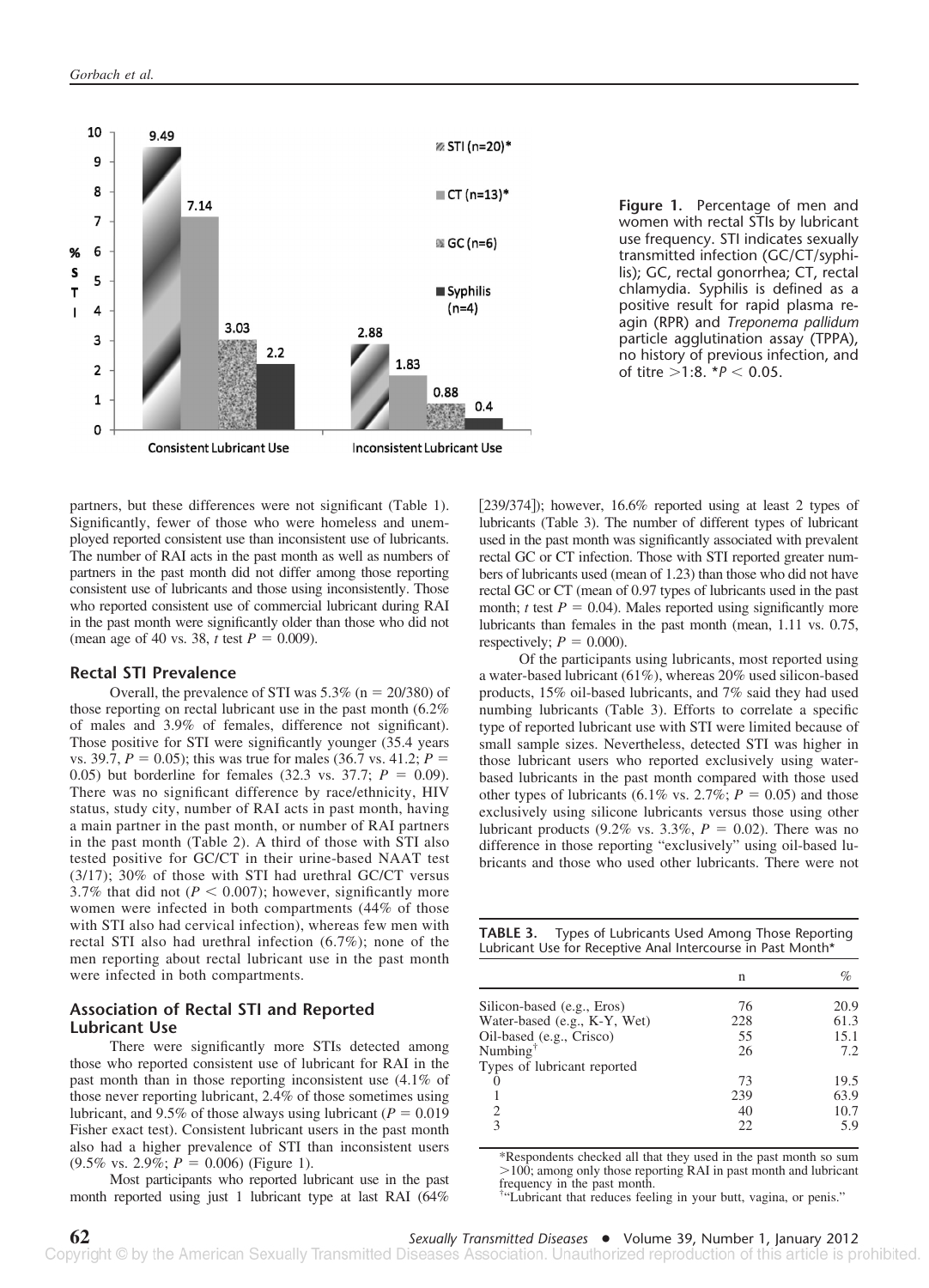Figure 1. Percentage of men and women with rectal STIs by lubricant use frequency. STI indicates sexually transmitted infection (GC/CT/syphilis); GC, rectal gonorrhea; CT, rectal chlamydia. Syphilis is defined as a positive result for rapid plasma reagin (RPR) and *Treponema pallidum* particle agglutination assay (TPPA), no history of previous infection, and of titre >1:8. *$P < 0.05$.

partners, but these differences were not significant (Table 1). Significantly, fewer of those who were homeless and unemployed reported consistent use than inconsistent use of lubricants. The number of RAI acts in the past month as well as numbers of partners in the past month did not differ among those reporting consistent use of lubricants and those using inconsistently. Those who reported consistent use of commercial lubricant during RAI in the past month were significantly older than those who did not (mean age of 40 vs. 38, *t* test $P = 0.009$).

## Rectal STI Prevalence

Overall, the prevalence of STI was 5.3% (n = 20/380) of those reporting on rectal lubricant use in the past month (6.2% of males and 3.9% of females, difference not significant). Those positive for STI were significantly younger (35.4 years vs. 39.7, $P = 0.05$); this was true for males (36.7 vs. 41.2; $P = 0.05$) but borderline for females (32.3 vs. 37.7; $P = 0.09$). There was no significant difference by race/ethnicity, HIV status, study city, number of RAI acts in past month, having a main partner in the past month, or number of RAI partners in the past month (Table 2). A third of those with STI also tested positive for GC/CT in their urine-based NAAT test (3/17); 30% of those with STI had urethral GC/CT versus 3.7% that did not ($P < 0.007$); however, significantly more women were infected in both compartments (44% of those with STI also had cervical infection), whereas few men with rectal STI also had urethral infection (6.7%); none of the men reporting about rectal lubricant use in the past month were infected in both compartments.

## Association of Rectal STI and Reported Lubricant Use

There were significantly more STIs detected among those who reported consistent use of lubricant for RAI in the past month than in those reporting inconsistent use (4.1% of those never reporting lubricant, 2.4% of those sometimes using lubricant, and 9.5% of those always using lubricant ($P = 0.019$ Fisher exact test). Consistent lubricant users in the past month also had a higher prevalence of STI than inconsistent users (9.5% vs. 2.9%; $P = 0.006$) (Figure 1).

Most participants who reported lubricant use in the past month reported using just 1 lubricant type at last RAI (64% [239/374]); however, 16.6% reported using at least 2 types of lubricants (Table 3). The number of different types of lubricant used in the past month was significantly associated with prevalent rectal GC or CT infection. Those with STI reported greater numbers of lubricants used (mean of 1.23) than those who did not have rectal GC or CT (mean of 0.97 types of lubricants used in the past month; *t* test $P = 0.04$). Males reported using significantly more lubricants than females in the past month (mean, 1.11 vs. 0.75, respectively; $P = 0.000$).

Of the participants using lubricants, most reported using a water-based lubricant (61%), whereas 20% used silicon-based products, 15% oil-based lubricants, and 7% said they had used numbing lubricants (Table 3). Efforts to correlate a specific type of reported lubricant use with STI were limited because of small sample sizes. Nevertheless, detected STI was higher in those lubricant users who reported exclusively using water-based lubricants in the past month compared with those used other types of lubricants (6.1% vs. 2.7%; $P = 0.05$) and those exclusively using silicone lubricants versus those using other lubricant products (9.2% vs. 3.3%, $P = 0.02$). There was no difference in those reporting "exclusively" using oil-based lubricants and those who used other lubricants. There were not

**TABLE 3.** Types of Lubricants Used Among Those Reporting Lubricant Use for Receptive Anal Intercourse in Past Month*

| | n | % |
|---|---|---|
| Silicon-based (e.g., Eros) | 76 | 20.9 |
| Water-based (e.g., K-Y, Wet) | 228 | 61.3 |
| Oil-based (e.g., Crisco) | 55 | 15.1 |
| Numbing[†] | 26 | 7.2 |
| Types of lubricant reported | | |
| 0 | 73 | 19.5 |
| 1 | 239 | 63.9 |
| 2 | 40 | 10.7 |
| 3 | 22 | 5.9 |

*Respondents checked all that they used in the past month so sum >100; among only those reporting RAI in past month and lubricant frequency in the past month.

[†]"Lubricant that reduces feeling in your butt, vagina, or penis."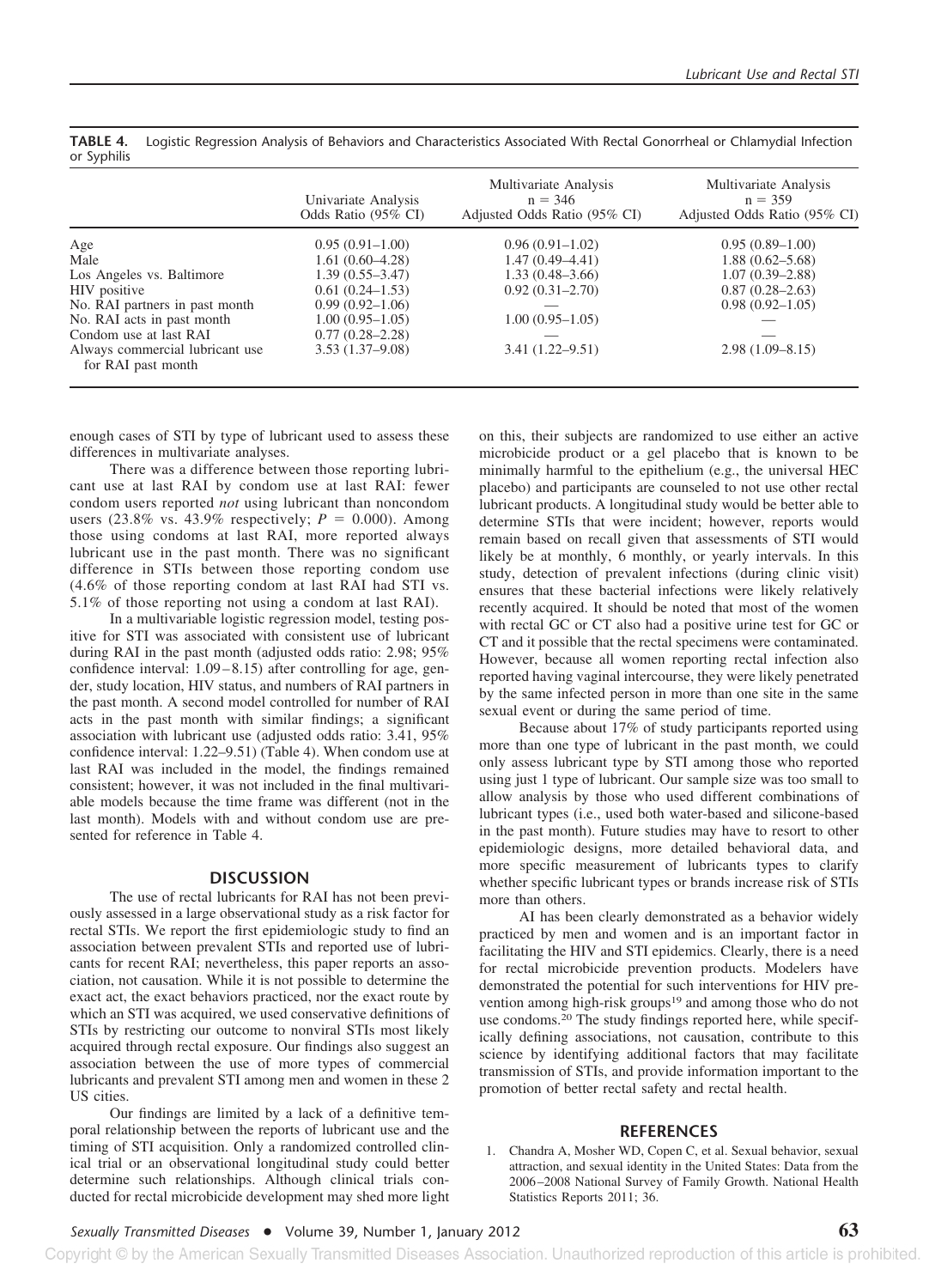**TABLE 4.** Logistic Regression Analysis of Behaviors and Characteristics Associated With Rectal Gonorrheal or Chlamydial Infection or Syphilis

| | Univariate Analysis Odds Ratio (95% CI) | Multivariate Analysis n = 346 Adjusted Odds Ratio (95% CI) | Multivariate Analysis n = 359 Adjusted Odds Ratio (95% CI) |
|---|---|---|---|
| Age | 0.95 (0.91–1.00) | 0.96 (0.91–1.02) | 0.95 (0.89–1.00) |
| Male | 1.61 (0.60–4.28) | 1.47 (0.49–4.41) | 1.88 (0.62–5.68) |
| Los Angeles vs. Baltimore | 1.39 (0.55–3.47) | 1.33 (0.48–3.66) | 1.07 (0.39–2.88) |
| HIV positive | 0.61 (0.24–1.53) | 0.92 (0.31–2.70) | 0.87 (0.28–2.63) |
| No. RAI partners in past month | 0.99 (0.92–1.06) | — | 0.98 (0.92–1.05) |
| No. RAI acts in past month | 1.00 (0.95–1.05) | 1.00 (0.95–1.05) | — |
| Condom use at last RAI | 0.77 (0.28–2.28) | — | — |
| Always commercial lubricant use for RAI past month | 3.53 (1.37–9.08) | 3.41 (1.22–9.51) | 2.98 (1.09–8.15) |

enough cases of STI by type of lubricant used to assess these differences in multivariate analyses.

There was a difference between those reporting lubricant use at last RAI by condom use at last RAI: fewer condom users reported *not* using lubricant than noncondom users (23.8% vs. 43.9% respectively; $P = 0.000$). Among those using condoms at last RAI, more reported always lubricant use in the past month. There was no significant difference in STIs between those reporting condom use (4.6% of those reporting condom at last RAI had STI vs. 5.1% of those reporting not using a condom at last RAI).

In a multivariable logistic regression model, testing positive for STI was associated with consistent use of lubricant during RAI in the past month (adjusted odds ratio: 2.98; 95% confidence interval: 1.09–8.15) after controlling for age, gender, study location, HIV status, and numbers of RAI partners in the past month. A second model controlled for number of RAI acts in the past month with similar findings; a significant association with lubricant use (adjusted odds ratio: 3.41, 95% confidence interval: 1.22–9.51) (Table 4). When condom use at last RAI was included in the model, the findings remained consistent; however, it was not included in the final multivariable models because the time frame was different (not in the last month). Models with and without condom use are presented for reference in Table 4.

## DISCUSSION

The use of rectal lubricants for RAI has not been previously assessed in a large observational study as a risk factor for rectal STIs. We report the first epidemiologic study to find an association between prevalent STIs and reported use of lubricants for recent RAI; nevertheless, this paper reports an association, not causation. While it is not possible to determine the exact act, the exact behaviors practiced, nor the exact route by which an STI was acquired, we used conservative definitions of STIs by restricting our outcome to nonviral STIs most likely acquired through rectal exposure. Our findings also suggest an association between the use of more types of commercial lubricants and prevalent STI among men and women in these 2 US cities.

Our findings are limited by a lack of a definitive temporal relationship between the reports of lubricant use and the timing of STI acquisition. Only a randomized controlled clinical trial or an observational longitudinal study could better determine such relationships. Although clinical trials conducted for rectal microbicide development may shed more light on this, their subjects are randomized to use either an active microbicide product or a gel placebo that is known to be minimally harmful to the epithelium (e.g., the universal HEC placebo) and participants are counseled to not use other rectal lubricant products. A longitudinal study would be better able to determine STIs that were incident; however, reports would remain based on recall given that assessments of STI would likely be at monthly, 6 monthly, or yearly intervals. In this study, detection of prevalent infections (during clinic visit) ensures that these bacterial infections were likely relatively recently acquired. It should be noted that most of the women with rectal GC or CT also had a positive urine test for GC or CT and it possible that the rectal specimens were contaminated. However, because all women reporting rectal infection also reported having vaginal intercourse, they were likely penetrated by the same infected person in more than one site in the same sexual event or during the same period of time.

Because about 17% of study participants reported using more than one type of lubricant in the past month, we could only assess lubricant type by STI among those who reported using just 1 type of lubricant. Our sample size was too small to allow analysis by those who used different combinations of lubricant types (i.e., used both water-based and silicone-based in the past month). Future studies may have to resort to other epidemiologic designs, more detailed behavioral data, and more specific measurement of lubricants types to clarify whether specific lubricant types or brands increase risk of STIs more than others.

AI has been clearly demonstrated as a behavior widely practiced by men and women and is an important factor in facilitating the HIV and STI epidemics. Clearly, there is a need for rectal microbicide prevention products. Modelers have demonstrated the potential for such interventions for HIV prevention among high-risk groups[19] and among those who do not use condoms.[20] The study findings reported here, while specifically defining associations, not causation, contribute to this science by identifying additional factors that may facilitate transmission of STIs, and provide information important to the promotion of better rectal safety and rectal health.

## REFERENCES

1. Chandra A, Mosher WD, Copen C, et al. Sexual behavior, sexual attraction, and sexual identity in the United States: Data from the 2006–2008 National Survey of Family Growth. National Health Statistics Reports 2011; 36.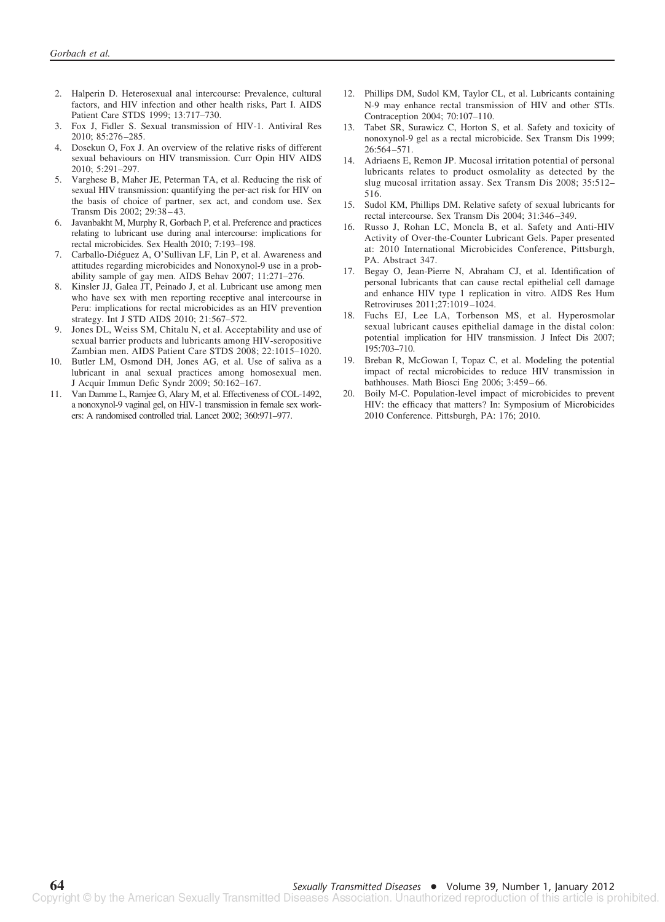2. Halperin D. Heterosexual anal intercourse: Prevalence, cultural factors, and HIV infection and other health risks, Part I. AIDS Patient Care STDS 1999; 13:717–730.
3. Fox J, Fidler S. Sexual transmission of HIV-1. Antiviral Res 2010; 85:276–285.
4. Dosekun O, Fox J. An overview of the relative risks of different sexual behaviours on HIV transmission. Curr Opin HIV AIDS 2010; 5:291–297.
5. Varghese B, Maher JE, Peterman TA, et al. Reducing the risk of sexual HIV transmission: quantifying the per-act risk for HIV on the basis of choice of partner, sex act, and condom use. Sex Transm Dis 2002; 29:38–43.
6. Javanbakht M, Murphy R, Gorbach P, et al. Preference and practices relating to lubricant use during anal intercourse: implications for rectal microbicides. Sex Health 2010; 7:193–198.
7. Carballo-Diéguez A, O'Sullivan LF, Lin P, et al. Awareness and attitudes regarding microbicides and Nonoxynol-9 use in a probability sample of gay men. AIDS Behav 2007; 11:271–276.
8. Kinsler JJ, Galea JT, Peinado J, et al. Lubricant use among men who have sex with men reporting receptive anal intercourse in Peru: implications for rectal microbicides as an HIV prevention strategy. Int J STD AIDS 2010; 21:567–572.
9. Jones DL, Weiss SM, Chitalu N, et al. Acceptability and use of sexual barrier products and lubricants among HIV-seropositive Zambian men. AIDS Patient Care STDS 2008; 22:1015–1020.
10. Butler LM, Osmond DH, Jones AG, et al. Use of saliva as a lubricant in anal sexual practices among homosexual men. J Acquir Immun Defic Syndr 2009; 50:162–167.
11. Van Damme L, Ramjee G, Alary M, et al. Effectiveness of COL-1492, a nonoxynol-9 vaginal gel, on HIV-1 transmission in female sex workers: A randomised controlled trial. Lancet 2002; 360:971–977.
12. Phillips DM, Sudol KM, Taylor CL, et al. Lubricants containing N-9 may enhance rectal transmission of HIV and other STIs. Contraception 2004; 70:107–110.
13. Tabet SR, Surawicz C, Horton S, et al. Safety and toxicity of nonoxynol-9 gel as a rectal microbicide. Sex Transm Dis 1999; 26:564–571.
14. Adriaens E, Remon JP. Mucosal irritation potential of personal lubricants relates to product osmolality as detected by the slug mucosal irritation assay. Sex Transm Dis 2008; 35:512–516.
15. Sudol KM, Phillips DM. Relative safety of sexual lubricants for rectal intercourse. Sex Transm Dis 2004; 31:346–349.
16. Russo J, Rohan LC, Moncla B, et al. Safety and Anti-HIV Activity of Over-the-Counter Lubricant Gels. Paper presented at: 2010 International Microbicides Conference, Pittsburgh, PA. Abstract 347.
17. Begay O, Jean-Pierre N, Abraham CJ, et al. Identification of personal lubricants that can cause rectal epithelial cell damage and enhance HIV type 1 replication in vitro. AIDS Res Hum Retroviruses 2011;27:1019–1024.
18. Fuchs EJ, Lee LA, Torbenson MS, et al. Hyperosmolar sexual lubricant causes epithelial damage in the distal colon: potential implication for HIV transmission. J Infect Dis 2007; 195:703–710.
19. Breban R, McGowan I, Topaz C, et al. Modeling the potential impact of rectal microbicides to reduce HIV transmission in bathhouses. Math Biosci Eng 2006; 3:459–66.
20. Boily M-C. Population-level impact of microbicides to prevent HIV: the efficacy that matters? In: Symposium of Microbicides 2010 Conference. Pittsburgh, PA: 176; 2010.